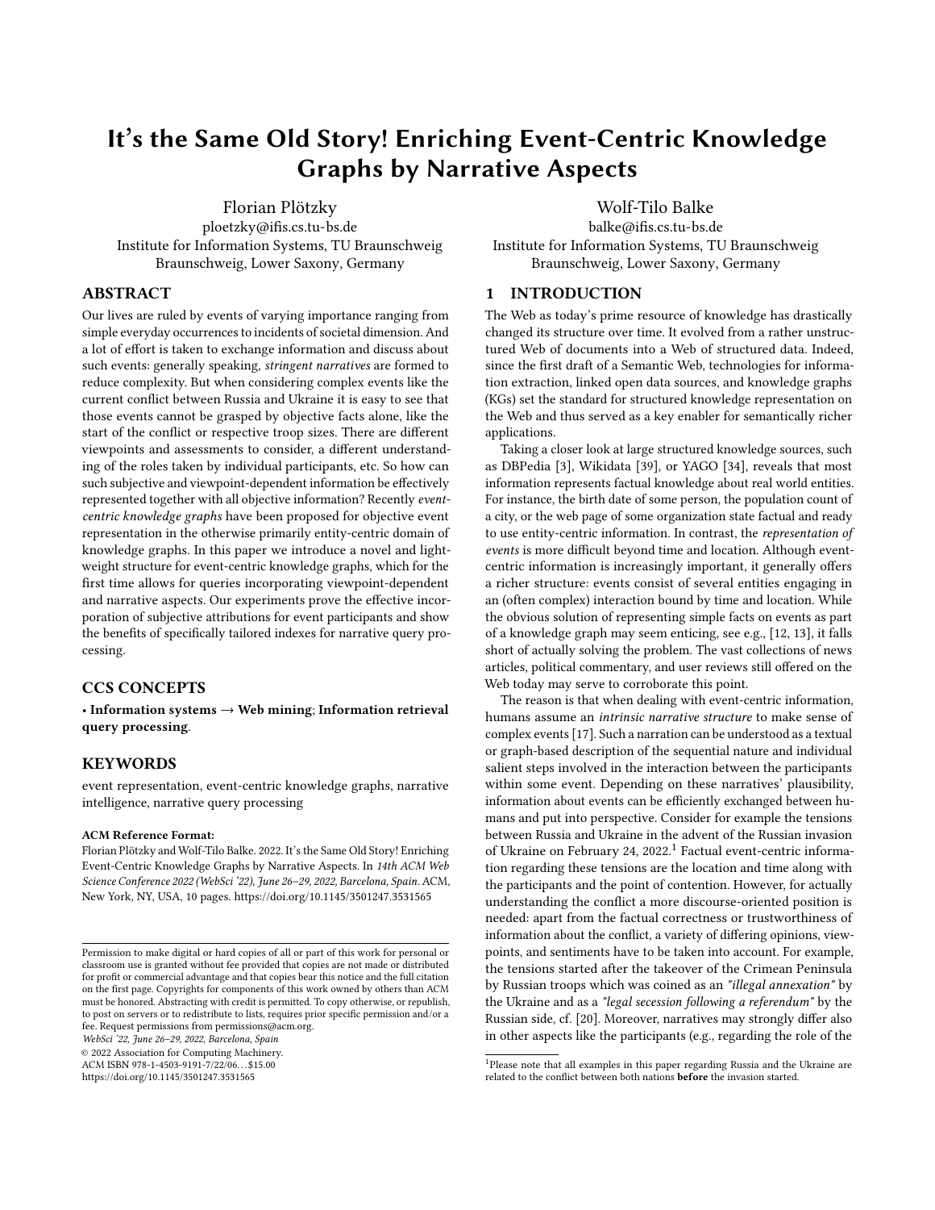# It's the Same Old Story! Enriching Event-Centric Knowledge Graphs by Narrative Aspects

Florian Plötzky
ploetzky@ifis.cs.tu-bs.de
Institute for Information Systems, TU Braunschweig
Braunschweig, Lower Saxony, Germany

Wolf-Tilo Balke
balke@ifis.cs.tu-bs.de
Institute for Information Systems, TU Braunschweig
Braunschweig, Lower Saxony, Germany

## ABSTRACT

Our lives are ruled by events of varying importance ranging from simple everyday occurrences to incidents of societal dimension. And a lot of effort is taken to exchange information and discuss about such events: generally speaking, *stringent narratives* are formed to reduce complexity. But when considering complex events like the current conflict between Russia and Ukraine it is easy to see that those events cannot be grasped by objective facts alone, like the start of the conflict or respective troop sizes. There are different viewpoints and assessments to consider, a different understanding of the roles taken by individual participants, etc. So how can such subjective and viewpoint-dependent information be effectively represented together with all objective information? Recently *event-centric knowledge graphs* have been proposed for objective event representation in the otherwise primarily entity-centric domain of knowledge graphs. In this paper we introduce a novel and lightweight structure for event-centric knowledge graphs, which for the first time allows for queries incorporating viewpoint-dependent and narrative aspects. Our experiments prove the effective incorporation of subjective attributions for event participants and show the benefits of specifically tailored indexes for narrative query processing.

## CCS CONCEPTS

• **Information systems → Web mining**; **Information retrieval query processing**.

## KEYWORDS

event representation, event-centric knowledge graphs, narrative intelligence, narrative query processing

**ACM Reference Format:**
Florian Plötzky and Wolf-Tilo Balke. 2022. It's the Same Old Story! Enriching Event-Centric Knowledge Graphs by Narrative Aspects. In *14th ACM Web Science Conference 2022 (WebSci '22), June 26–29, 2022, Barcelona, Spain.* ACM, New York, NY, USA, 10 pages. https://doi.org/10.1145/3501247.3531565

Permission to make digital or hard copies of all or part of this work for personal or classroom use is granted without fee provided that copies are not made or distributed for profit or commercial advantage and that copies bear this notice and the full citation on the first page. Copyrights for components of this work owned by others than ACM must be honored. Abstracting with credit is permitted. To copy otherwise, or republish, to post on servers or to redistribute to lists, requires prior specific permission and/or a fee. Request permissions from permissions@acm.org.
*WebSci '22, June 26–29, 2022, Barcelona, Spain*
© 2022 Association for Computing Machinery.
ACM ISBN 978-1-4503-9191-7/22/06…$15.00
https://doi.org/10.1145/3501247.3531565

## 1 INTRODUCTION

The Web as today's prime resource of knowledge has drastically changed its structure over time. It evolved from a rather unstructured Web of documents into a Web of structured data. Indeed, since the first draft of a Semantic Web, technologies for information extraction, linked open data sources, and knowledge graphs (KGs) set the standard for structured knowledge representation on the Web and thus served as a key enabler for semantically richer applications.

Taking a closer look at large structured knowledge sources, such as DBPedia [3], Wikidata [39], or YAGO [34], reveals that most information represents factual knowledge about real world entities. For instance, the birth date of some person, the population count of a city, or the web page of some organization state factual and ready to use entity-centric information. In contrast, the *representation of events* is more difficult beyond time and location. Although event-centric information is increasingly important, it generally offers a richer structure: events consist of several entities engaging in an (often complex) interaction bound by time and location. While the obvious solution of representing simple facts on events as part of a knowledge graph may seem enticing, see e.g., [12, 13], it falls short of actually solving the problem. The vast collections of news articles, political commentary, and user reviews still offered on the Web today may serve to corroborate this point.

The reason is that when dealing with event-centric information, humans assume an *intrinsic narrative structure* to make sense of complex events [17]. Such a narration can be understood as a textual or graph-based description of the sequential nature and individual salient steps involved in the interaction between the participants within some event. Depending on these narratives' plausibility, information about events can be efficiently exchanged between humans and put into perspective. Consider for example the tensions between Russia and Ukraine in the advent of the Russian invasion of Ukraine on February 24, 2022.[1] Factual event-centric information regarding these tensions are the location and time along with the participants and the point of contention. However, for actually understanding the conflict a more discourse-oriented position is needed: apart from the factual correctness or trustworthiness of information about the conflict, a variety of differing opinions, viewpoints, and sentiments have to be taken into account. For example, the tensions started after the takeover of the Crimean Peninsula by Russian troops which was coined as an *"illegal annexation"* by the Ukraine and as a *"legal secession following a referendum"* by the Russian side, cf. [20]. Moreover, narratives may strongly differ also in other aspects like the participants (e.g., regarding the role of the

[1]Please note that all examples in this paper regarding Russia and the Ukraine are related to the conflict between both nations **before** the invasion started.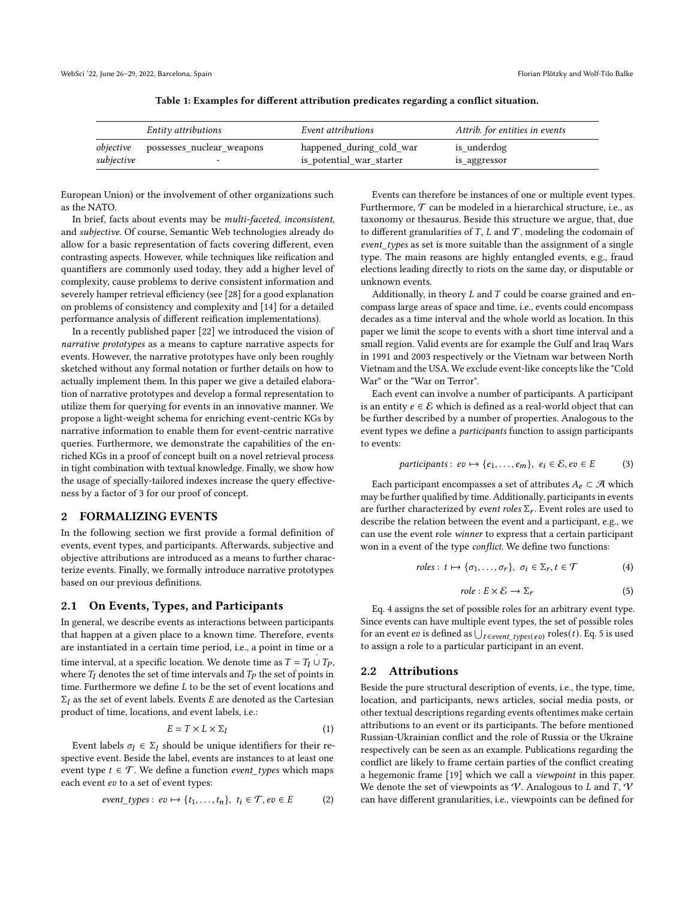Table 1: Examples for different attribution predicates regarding a conflict situation.

| | *Entity attributions* | *Event attributions* | *Attrib. for entities in events* |
|---|---|---|---|
| *objective* | possesses_nuclear_weapons | happened_during_cold_war | is_underdog |
| *subjective* | - | is_potential_war_starter | is_aggressor |

European Union) or the involvement of other organizations such as the NATO.

In brief, facts about events may be *multi-faceted*, *inconsistent*, and *subjective*. Of course, Semantic Web technologies already do allow for a basic representation of facts covering different, even contrasting aspects. However, while techniques like reification and quantifiers are commonly used today, they add a higher level of complexity, cause problems to derive consistent information and severely hamper retrieval efficiency (see [28] for a good explanation on problems of consistency and complexity and [14] for a detailed performance analysis of different reification implementations).

In a recently published paper [22] we introduced the vision of *narrative prototypes* as a means to capture narrative aspects for events. However, the narrative prototypes have only been roughly sketched without any formal notation or further details on how to actually implement them. In this paper we give a detailed elaboration of narrative prototypes and develop a formal representation to utilize them for querying for events in an innovative manner. We propose a light-weight schema for enriching event-centric KGs by narrative information to enable them for event-centric narrative queries. Furthermore, we demonstrate the capabilities of the enriched KGs in a proof of concept built on a novel retrieval process in tight combination with textual knowledge. Finally, we show how the usage of specially-tailored indexes increase the query effectiveness by a factor of 3 for our proof of concept.

## 2 FORMALIZING EVENTS

In the following section we first provide a formal definition of events, event types, and participants. Afterwards, subjective and objective attributions are introduced as a means to further characterize events. Finally, we formally introduce narrative prototypes based on our previous definitions.

### 2.1 On Events, Types, and Participants

In general, we describe events as interactions between participants that happen at a given place to a known time. Therefore, events are instantiated in a certain time period, i.e., a point in time or a time interval, at a specific location. We denote time as $T = T_I \dot{\cup} T_P$, where $T_I$ denotes the set of time intervals and $T_P$ the set of points in time. Furthermore we define $L$ to be the set of event locations and $\Sigma_l$ as the set of event labels. Events $E$ are denoted as the Cartesian product of time, locations, and event labels, i.e.:

$$E = T \times L \times \Sigma_l \tag{1}$$

Event labels $\sigma_l \in \Sigma_l$ should be unique identifiers for their respective event. Beside the label, events are instances to at least one event type $t \in \mathcal{T}$. We define a function *event_types* which maps each event $ev$ to a set of event types:

$$event\_types: \ ev \mapsto \{t_1, \ldots, t_n\}, \ t_i \in \mathcal{T}, ev \in E \tag{2}$$

Events can therefore be instances of one or multiple event types. Furthermore, $\mathcal{T}$ can be modeled in a hierarchical structure, i.e., as taxonomy or thesaurus. Beside this structure we argue, that, due to different granularities of $T$, $L$ and $\mathcal{T}$, modeling the codomain of *event_types* as set is more suitable than the assignment of a single type. The main reasons are highly entangled events, e.g., fraud elections leading directly to riots on the same day, or disputable or unknown events.

Additionally, in theory $L$ and $T$ could be coarse grained and encompass large areas of space and time, i.e., events could encompass decades as a time interval and the whole world as location. In this paper we limit the scope to events with a short time interval and a small region. Valid events are for example the Gulf and Iraq Wars in 1991 and 2003 respectively or the Vietnam war between North Vietnam and the USA. We exclude event-like concepts like the "Cold War" or the "War on Terror".

Each event can involve a number of participants. A participant is an entity $e \in \mathcal{E}$ which is defined as a real-world object that can be further described by a number of properties. Analogous to the event types we define a *participants* function to assign participants to events:

$$participants: \ ev \mapsto \{e_1, \ldots, e_m\}, \ e_i \in \mathcal{E}, ev \in E \tag{3}$$

Each participant encompasses a set of attributes $A_e \subset \mathcal{A}$ which may be further qualified by time. Additionally, participants in events are further characterized by *event roles* $\Sigma_r$. Event roles are used to describe the relation between the event and a participant, e.g., we can use the event role *winner* to express that a certain participant won in a event of the type *conflict*. We define two functions:

$$roles: \ t \mapsto \{\sigma_1, \ldots, \sigma_r\}, \ \sigma_i \in \Sigma_r, t \in \mathcal{T} \tag{4}$$

$$role: E \times \mathcal{E} \longrightarrow \Sigma_r \tag{5}$$

Eq. 4 assigns the set of possible roles for an arbitrary event type. Since events can have multiple event types, the set of possible roles for an event $ev$ is defined as $\bigcup_{t \in event\_types(ev)} \text{roles}(t)$. Eq. 5 is used to assign a role to a particular participant in an event.

### 2.2 Attributions

Beside the pure structural description of events, i.e., the type, time, location, and participants, news articles, social media posts, or other textual descriptions regarding events oftentimes make certain attributions to an event or its participants. The before mentioned Russian-Ukrainian conflict and the role of Russia or the Ukraine respectively can be seen as an example. Publications regarding the conflict are likely to frame certain parties of the conflict creating a hegemonic frame [19] which we call a *viewpoint* in this paper. We denote the set of viewpoints as $\mathcal{V}$. Analogous to $L$ and $T$, $\mathcal{V}$ can have different granularities, i.e., viewpoints can be defined for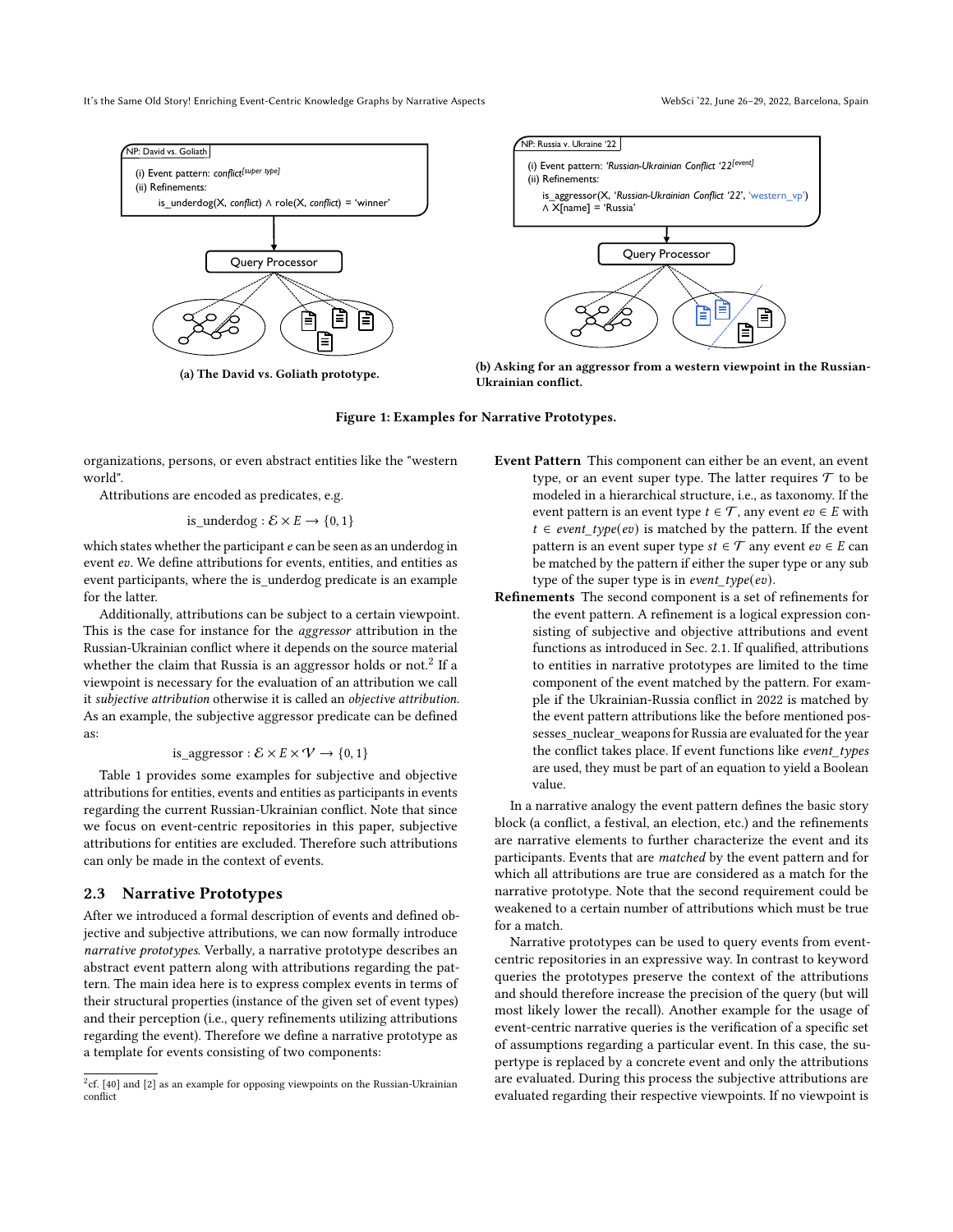NP: David vs. Goliath

(i) Event pattern: *conflict*[super type]

(ii) Refinements:

is_underdog(X, *conflict*) ∧ role(X, *conflict*) = 'winner'

Query Processor

(a) The David vs. Goliath prototype.

NP: Russia v. Ukraine '22

(i) Event pattern: *'Russian-Ukrainian Conflict '22*[event]

(ii) Refinements:

is_aggressor(X, *'Russian-Ukrainian Conflict '22'*, 'western_vp') ∧ X[name] = 'Russia'

Query Processor

(b) Asking for an aggressor from a western viewpoint in the Russian-Ukrainian conflict.

**Figure 1: Examples for Narrative Prototypes.**

organizations, persons, or even abstract entities like the "western world".

Attributions are encoded as predicates, e.g.

$$\text{is\_underdog} : \mathcal{E} \times E \longrightarrow \{0, 1\}$$

which states whether the participant $e$ can be seen as an underdog in event $ev$. We define attributions for events, entities, and entities as event participants, where the is_underdog predicate is an example for the latter.

Additionally, attributions can be subject to a certain viewpoint. This is the case for instance for the *aggressor* attribution in the Russian-Ukrainian conflict where it depends on the source material whether the claim that Russia is an aggressor holds or not.[2] If a viewpoint is necessary for the evaluation of an attribution we call it *subjective attribution* otherwise it is called an *objective attribution*. As an example, the subjective aggressor predicate can be defined as:

$$\text{is\_aggressor} : \mathcal{E} \times E \times \mathcal{V} \longrightarrow \{0, 1\}$$

Table 1 provides some examples for subjective and objective attributions for entities, events and entities as participants in events regarding the current Russian-Ukrainian conflict. Note that since we focus on event-centric repositories in this paper, subjective attributions for entities are excluded. Therefore such attributions can only be made in the context of events.

## 2.3 Narrative Prototypes

After we introduced a formal description of events and defined objective and subjective attributions, we can now formally introduce *narrative prototypes*. Verbally, a narrative prototype describes an abstract event pattern along with attributions regarding the pattern. The main idea here is to express complex events in terms of their structural properties (instance of the given set of event types) and their perception (i.e., query refinements utilizing attributions regarding the event). Therefore we define a narrative prototype as a template for events consisting of two components:

[2] cf. [40] and [2] as an example for opposing viewpoints on the Russian-Ukrainian conflict

**Event Pattern** This component can either be an event, an event type, or an event super type. The latter requires $\mathcal{T}$ to be modeled in a hierarchical structure, i.e., as taxonomy. If the event pattern is an event type $t \in \mathcal{T}$, any event $ev \in E$ with $t \in event\_type(ev)$ is matched by the pattern. If the event pattern is an event super type $st \in \mathcal{T}$ any event $ev \in E$ can be matched by the pattern if either the super type or any sub type of the super type is in $event\_type(ev)$.

**Refinements** The second component is a set of refinements for the event pattern. A refinement is a logical expression consisting of subjective and objective attributions and event functions as introduced in Sec. 2.1. If qualified, attributions to entities in narrative prototypes are limited to the time component of the event matched by the pattern. For example if the Ukrainian-Russia conflict in 2022 is matched by the event pattern attributions like the before mentioned possesses_nuclear_weapons for Russia are evaluated for the year the conflict takes place. If event functions like *event_types* are used, they must be part of an equation to yield a Boolean value.

In a narrative analogy the event pattern defines the basic story block (a conflict, a festival, an election, etc.) and the refinements are narrative elements to further characterize the event and its participants. Events that are *matched* by the event pattern and for which all attributions are true are considered as a match for the narrative prototype. Note that the second requirement could be weakened to a certain number of attributions which must be true for a match.

Narrative prototypes can be used to query events from event-centric repositories in an expressive way. In contrast to keyword queries the prototypes preserve the context of the attributions and should therefore increase the precision of the query (but will most likely lower the recall). Another example for the usage of event-centric narrative queries is the verification of a specific set of assumptions regarding a particular event. In this case, the supertype is replaced by a concrete event and only the attributions are evaluated. During this process the subjective attributions are evaluated regarding their respective viewpoints. If no viewpoint is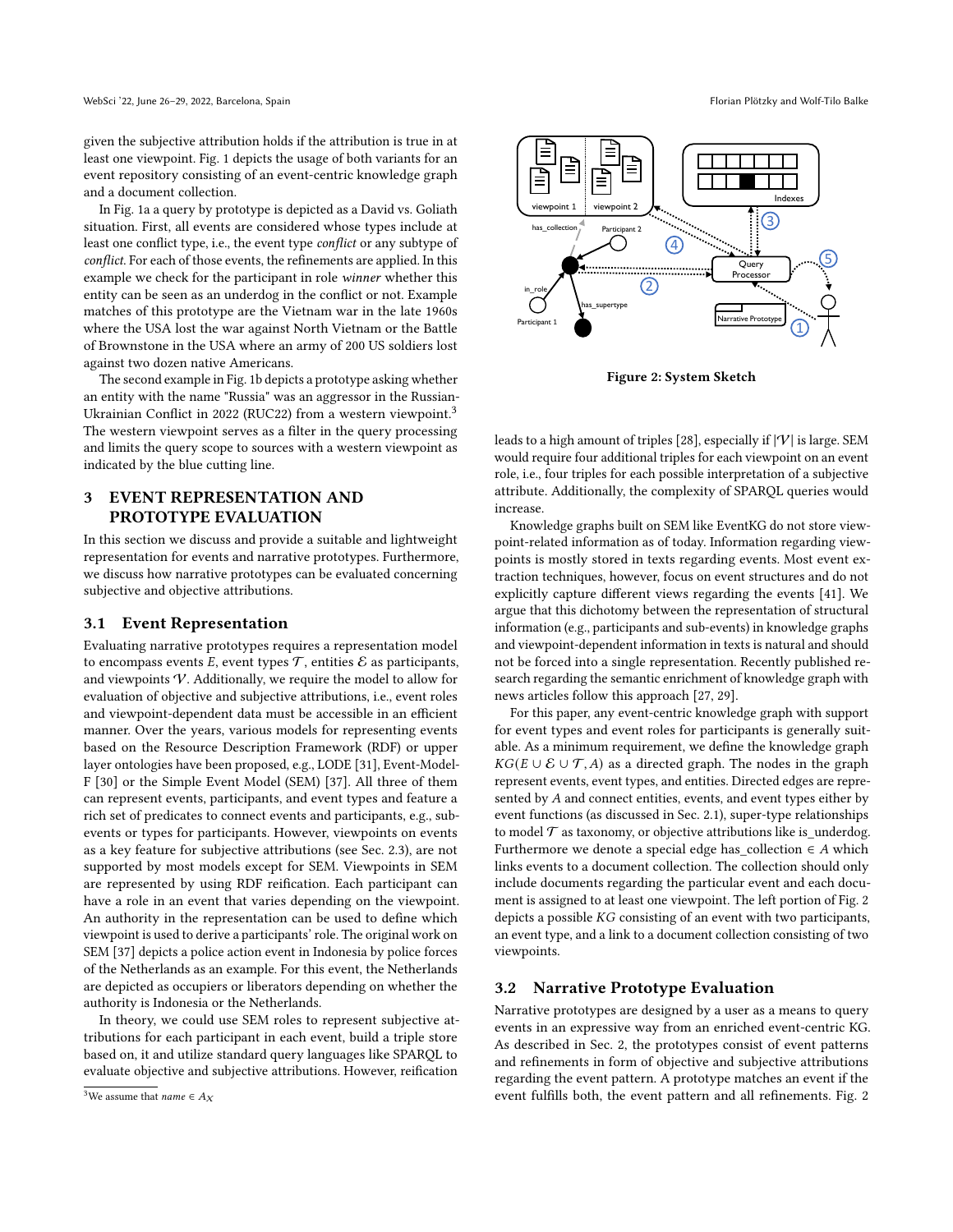given the subjective attribution holds if the attribution is true in at least one viewpoint. Fig. 1 depicts the usage of both variants for an event repository consisting of an event-centric knowledge graph and a document collection.

In Fig. 1a a query by prototype is depicted as a David vs. Goliath situation. First, all events are considered whose types include at least one conflict type, i.e., the event type *conflict* or any subtype of *conflict*. For each of those events, the refinements are applied. In this example we check for the participant in role *winner* whether this entity can be seen as an underdog in the conflict or not. Example matches of this prototype are the Vietnam war in the late 1960s where the USA lost the war against North Vietnam or the Battle of Brownstone in the USA where an army of 200 US soldiers lost against two dozen native Americans.

The second example in Fig. 1b depicts a prototype asking whether an entity with the name "Russia" was an aggressor in the Russian-Ukrainian Conflict in 2022 (RUC22) from a western viewpoint.[3] The western viewpoint serves as a filter in the query processing and limits the query scope to sources with a western viewpoint as indicated by the blue cutting line.

## 3 EVENT REPRESENTATION AND PROTOTYPE EVALUATION

In this section we discuss and provide a suitable and lightweight representation for events and narrative prototypes. Furthermore, we discuss how narrative prototypes can be evaluated concerning subjective and objective attributions.

### 3.1 Event Representation

Evaluating narrative prototypes requires a representation model to encompass events $E$, event types $\mathcal{T}$, entities $\mathcal{E}$ as participants, and viewpoints $\mathcal{V}$. Additionally, we require the model to allow for evaluation of objective and subjective attributions, i.e., event roles and viewpoint-dependent data must be accessible in an efficient manner. Over the years, various models for representing events based on the Resource Description Framework (RDF) or upper layer ontologies have been proposed, e.g., LODE [31], Event-Model-F [30] or the Simple Event Model (SEM) [37]. All three of them can represent events, participants, and event types and feature a rich set of predicates to connect events and participants, e.g., sub-events or types for participants. However, viewpoints on events as a key feature for subjective attributions (see Sec. 2.3), are not supported by most models except for SEM. Viewpoints in SEM are represented by using RDF reification. Each participant can have a role in an event that varies depending on the viewpoint. An authority in the representation can be used to define which viewpoint is used to derive a participants' role. The original work on SEM [37] depicts a police action event in Indonesia by police forces of the Netherlands as an example. For this event, the Netherlands are depicted as occupiers or liberators depending on whether the authority is Indonesia or the Netherlands.

In theory, we could use SEM roles to represent subjective attributions for each participant in each event, build a triple store based on, it and utilize standard query languages like SPARQL to evaluate objective and subjective attributions. However, reification leads to a high amount of triples [28], especially if $|\mathcal{V}|$ is large. SEM would require four additional triples for each viewpoint on an event role, i.e., four triples for each possible interpretation of a subjective attribute. Additionally, the complexity of SPARQL queries would increase.

[3] We assume that $name \in A_X$

Figure 2: System Sketch

Knowledge graphs built on SEM like EventKG do not store viewpoint-related information as of today. Information regarding viewpoints is mostly stored in texts regarding events. Most event extraction techniques, however, focus on event structures and do not explicitly capture different views regarding the events [41]. We argue that this dichotomy between the representation of structural information (e.g., participants and sub-events) in knowledge graphs and viewpoint-dependent information in texts is natural and should not be forced into a single representation. Recently published research regarding the semantic enrichment of knowledge graph with news articles follow this approach [27, 29].

For this paper, any event-centric knowledge graph with support for event types and event roles for participants is generally suitable. As a minimum requirement, we define the knowledge graph $KG(E \cup \mathcal{E} \cup \mathcal{T}, A)$ as a directed graph. The nodes in the graph represent events, event types, and entities. Directed edges are represented by $A$ and connect entities, events, and event types either by event functions (as discussed in Sec. 2.1), super-type relationships to model $\mathcal{T}$ as taxonomy, or objective attributions like is_underdog. Furthermore we denote a special edge has_collection $\in A$ which links events to a document collection. The collection should only include documents regarding the particular event and each document is assigned to at least one viewpoint. The left portion of Fig. 2 depicts a possible $KG$ consisting of an event with two participants, an event type, and a link to a document collection consisting of two viewpoints.

### 3.2 Narrative Prototype Evaluation

Narrative prototypes are designed by a user as a means to query events in an expressive way from an enriched event-centric KG. As described in Sec. 2, the prototypes consist of event patterns and refinements in form of objective and subjective attributions regarding the event pattern. A prototype matches an event if the event fulfills both, the event pattern and all refinements. Fig. 2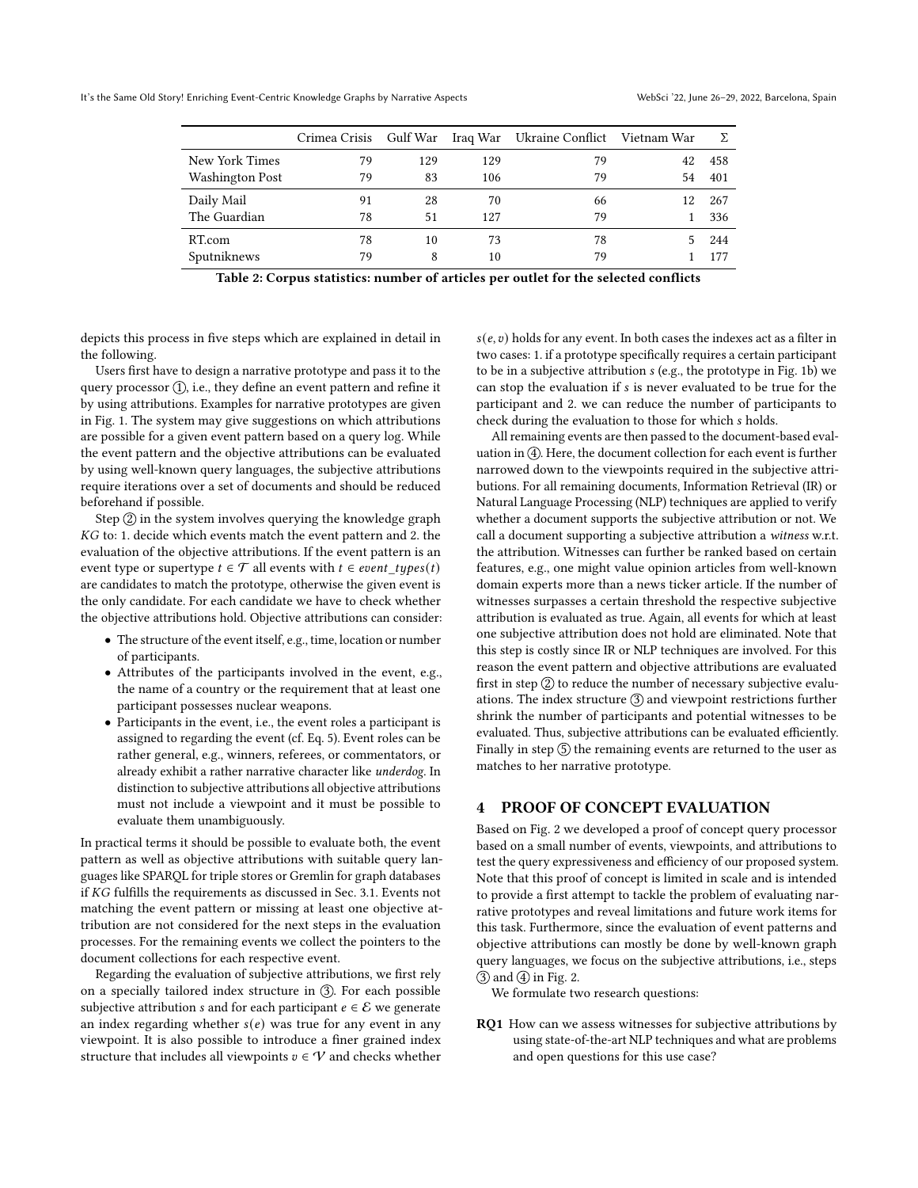|  | Crimea Crisis | Gulf War | Iraq War | Ukraine Conflict | Vietnam War | Σ |
|---|---|---|---|---|---|---|
| New York Times | 79 | 129 | 129 | 79 | 42 | 458 |
| Washington Post | 79 | 83 | 106 | 79 | 54 | 401 |
| Daily Mail | 91 | 28 | 70 | 66 | 12 | 267 |
| The Guardian | 78 | 51 | 127 | 79 | 1 | 336 |
| RT.com | 78 | 10 | 73 | 78 | 5 | 244 |
| Sputniknews | 79 | 8 | 10 | 79 | 1 | 177 |

**Table 2: Corpus statistics: number of articles per outlet for the selected conflicts**

depicts this process in five steps which are explained in detail in the following.

Users first have to design a narrative prototype and pass it to the query processor ①, i.e., they define an event pattern and refine it by using attributions. Examples for narrative prototypes are given in Fig. 1. The system may give suggestions on which attributions are possible for a given event pattern based on a query log. While the event pattern and the objective attributions can be evaluated by using well-known query languages, the subjective attributions require iterations over a set of documents and should be reduced beforehand if possible.

Step ② in the system involves querying the knowledge graph $KG$ to: 1. decide which events match the event pattern and 2. the evaluation of the objective attributions. If the event pattern is an event type or supertype $t \in \mathcal{T}$ all events with $t \in event\_types(t)$ are candidates to match the prototype, otherwise the given event is the only candidate. For each candidate we have to check whether the objective attributions hold. Objective attributions can consider:

- The structure of the event itself, e.g., time, location or number of participants.
- Attributes of the participants involved in the event, e.g., the name of a country or the requirement that at least one participant possesses nuclear weapons.
- Participants in the event, i.e., the event roles a participant is assigned to regarding the event (cf. Eq. 5). Event roles can be rather general, e.g., winners, referees, or commentators, or already exhibit a rather narrative character like *underdog*. In distinction to subjective attributions all objective attributions must not include a viewpoint and it must be possible to evaluate them unambiguously.

In practical terms it should be possible to evaluate both, the event pattern as well as objective attributions with suitable query languages like SPARQL for triple stores or Gremlin for graph databases if $KG$ fulfills the requirements as discussed in Sec. 3.1. Events not matching the event pattern or missing at least one objective attribution are not considered for the next steps in the evaluation processes. For the remaining events we collect the pointers to the document collections for each respective event.

Regarding the evaluation of subjective attributions, we first rely on a specially tailored index structure in ③. For each possible subjective attribution $s$ and for each participant $e \in \mathcal{E}$ we generate an index regarding whether $s(e)$ was true for any event in any viewpoint. It is also possible to introduce a finer grained index structure that includes all viewpoints $v \in \mathcal{V}$ and checks whether $s(e, v)$ holds for any event. In both cases the indexes act as a filter in two cases: 1. if a prototype specifically requires a certain participant to be in a subjective attribution $s$ (e.g., the prototype in Fig. 1b) we can stop the evaluation if $s$ is never evaluated to be true for the participant and 2. we can reduce the number of participants to check during the evaluation to those for which $s$ holds.

All remaining events are then passed to the document-based evaluation in ④. Here, the document collection for each event is further narrowed down to the viewpoints required in the subjective attributions. For all remaining documents, Information Retrieval (IR) or Natural Language Processing (NLP) techniques are applied to verify whether a document supports the subjective attribution or not. We call a document supporting a subjective attribution a *witness* w.r.t. the attribution. Witnesses can further be ranked based on certain features, e.g., one might value opinion articles from well-known domain experts more than a news ticker article. If the number of witnesses surpasses a certain threshold the respective subjective attribution is evaluated as true. Again, all events for which at least one subjective attribution does not hold are eliminated. Note that this step is costly since IR or NLP techniques are involved. For this reason the event pattern and objective attributions are evaluated first in step ② to reduce the number of necessary subjective evaluations. The index structure ③ and viewpoint restrictions further shrink the number of participants and potential witnesses to be evaluated. Thus, subjective attributions can be evaluated efficiently. Finally in step ⑤ the remaining events are returned to the user as matches to her narrative prototype.

## 4 PROOF OF CONCEPT EVALUATION

Based on Fig. 2 we developed a proof of concept query processor based on a small number of events, viewpoints, and attributions to test the query expressiveness and efficiency of our proposed system. Note that this proof of concept is limited in scale and is intended to provide a first attempt to tackle the problem of evaluating narrative prototypes and reveal limitations and future work items for this task. Furthermore, since the evaluation of event patterns and objective attributions can mostly be done by well-known graph query languages, we focus on the subjective attributions, i.e., steps ③ and ④ in Fig. 2.

We formulate two research questions:

**RQ1** How can we assess witnesses for subjective attributions by using state-of-the-art NLP techniques and what are problems and open questions for this use case?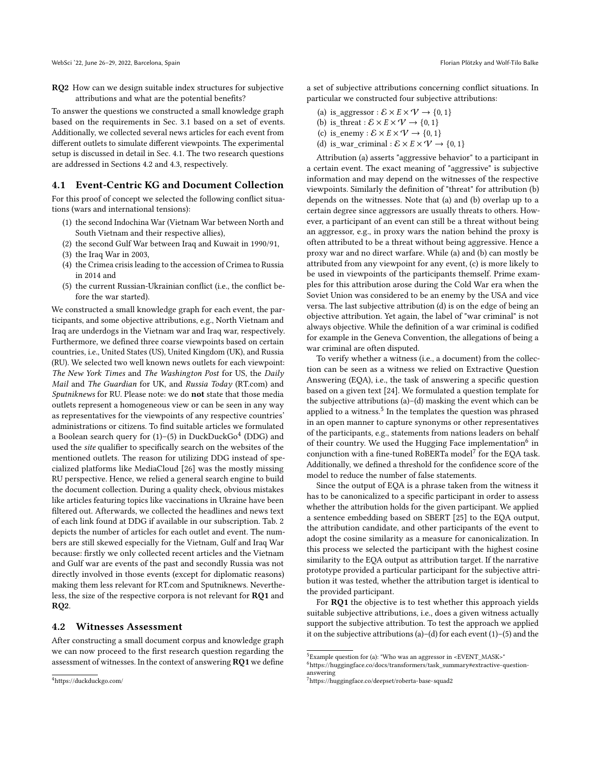**RQ2** How can we design suitable index structures for subjective attributions and what are the potential benefits?

To answer the questions we constructed a small knowledge graph based on the requirements in Sec. 3.1 based on a set of events. Additionally, we collected several news articles for each event from different outlets to simulate different viewpoints. The experimental setup is discussed in detail in Sec. 4.1. The two research questions are addressed in Sections 4.2 and 4.3, respectively.

## 4.1 Event-Centric KG and Document Collection

For this proof of concept we selected the following conflict situations (wars and international tensions):

1. the second Indochina War (Vietnam War between North and South Vietnam and their respective allies),
2. the second Gulf War between Iraq and Kuwait in 1990/91,
3. the Iraq War in 2003,
4. the Crimea crisis leading to the accession of Crimea to Russia in 2014 and
5. the current Russian-Ukrainian conflict (i.e., the conflict before the war started).

We constructed a small knowledge graph for each event, the participants, and some objective attributions, e.g., North Vietnam and Iraq are underdogs in the Vietnam war and Iraq war, respectively. Furthermore, we defined three coarse viewpoints based on certain countries, i.e., United States (US), United Kingdom (UK), and Russia (RU). We selected two well known news outlets for each viewpoint: *The New York Times* and *The Washington Post* for US, the *Daily Mail* and *The Guardian* for UK, and *Russia Today* (RT.com) and *Sputniknews* for RU. Please note: we do **not** state that those media outlets represent a homogeneous view or can be seen in any way as representatives for the viewpoints of any respective countries' administrations or citizens. To find suitable articles we formulated a Boolean search query for (1)–(5) in DuckDuckGo[4] (DDG) and used the *site* qualifier to specifically search on the websites of the mentioned outlets. The reason for utilizing DDG instead of specialized platforms like MediaCloud [26] was the mostly missing RU perspective. Hence, we relied a general search engine to build the document collection. During a quality check, obvious mistakes like articles featuring topics like vaccinations in Ukraine have been filtered out. Afterwards, we collected the headlines and news text of each link found at DDG if available in our subscription. Tab. 2 depicts the number of articles for each outlet and event. The numbers are still skewed especially for the Vietnam, Gulf and Iraq War because: firstly we only collected recent articles and the Vietnam and Gulf war are events of the past and secondly Russia was not directly involved in those events (except for diplomatic reasons) making them less relevant for RT.com and Sputniknews. Nevertheless, the size of the respective corpora is not relevant for **RQ1** and **RQ2**.

## 4.2 Witnesses Assessment

After constructing a small document corpus and knowledge graph we can now proceed to the first research question regarding the assessment of witnesses. In the context of answering **RQ1** we define a set of subjective attributions concerning conflict situations. In particular we constructed four subjective attributions:

(a) is_aggressor : $\mathcal{E} \times E \times \mathcal{V} \rightarrow \{0, 1\}$
(b) is_threat : $\mathcal{E} \times E \times \mathcal{V} \rightarrow \{0, 1\}$
(c) is_enemy : $\mathcal{E} \times E \times \mathcal{V} \rightarrow \{0, 1\}$
(d) is_war_criminal : $\mathcal{E} \times E \times \mathcal{V} \rightarrow \{0, 1\}$

Attribution (a) asserts "aggressive behavior" to a participant in a certain event. The exact meaning of "aggressive" is subjective information and may depend on the witnesses of the respective viewpoints. Similarly the definition of "threat" for attribution (b) depends on the witnesses. Note that (a) and (b) overlap up to a certain degree since aggressors are usually threats to others. However, a participant of an event can still be a threat without being an aggressor, e.g., in proxy wars the nation behind the proxy is often attributed to be a threat without being aggressive. Hence a proxy war and no direct warfare. While (a) and (b) can mostly be attributed from any viewpoint for any event, (c) is more likely to be used in viewpoints of the participants themself. Prime examples for this attribution arose during the Cold War era when the Soviet Union was considered to be an enemy by the USA and vice versa. The last subjective attribution (d) is on the edge of being an objective attribution. Yet again, the label of "war criminal" is not always objective. While the definition of a war criminal is codified for example in the Geneva Convention, the allegations of being a war criminal are often disputed.

To verify whether a witness (i.e., a document) from the collection can be seen as a witness we relied on Extractive Question Answering (EQA), i.e., the task of answering a specific question based on a given text [24]. We formulated a question template for the subjective attributions (a)–(d) masking the event which can be applied to a witness.[5] In the templates the question was phrased in an open manner to capture synonyms or other representatives of the participants, e.g., statements from nations leaders on behalf of their country. We used the Hugging Face implementation[6] in conjunction with a fine-tuned RoBERTa model[7] for the EQA task. Additionally, we defined a threshold for the confidence score of the model to reduce the number of false statements.

Since the output of EQA is a phrase taken from the witness it has to be canonicalized to a specific participant in order to assess whether the attribution holds for the given participant. We applied a sentence embedding based on SBERT [25] to the EQA output, the attribution candidate, and other participants of the event to adopt the cosine similarity as a measure for canonicalization. In this process we selected the participant with the highest cosine similarity to the EQA output as attribution target. If the narrative prototype provided a particular participant for the subjective attribution it was tested, whether the attribution target is identical to the provided participant.

For **RQ1** the objective is to test whether this approach yields suitable subjective attributions, i.e., does a given witness actually support the subjective attribution. To test the approach we applied it on the subjective attributions (a)–(d) for each event (1)–(5) and the

---

[4] https://duckduckgo.com/

[5] Example question for (a): "Who was an aggressor in <EVENT_MASK>"

[6] https://huggingface.co/docs/transformers/task_summary#extractive-question-answering

[7] https://huggingface.co/deepset/roberta-base-squad2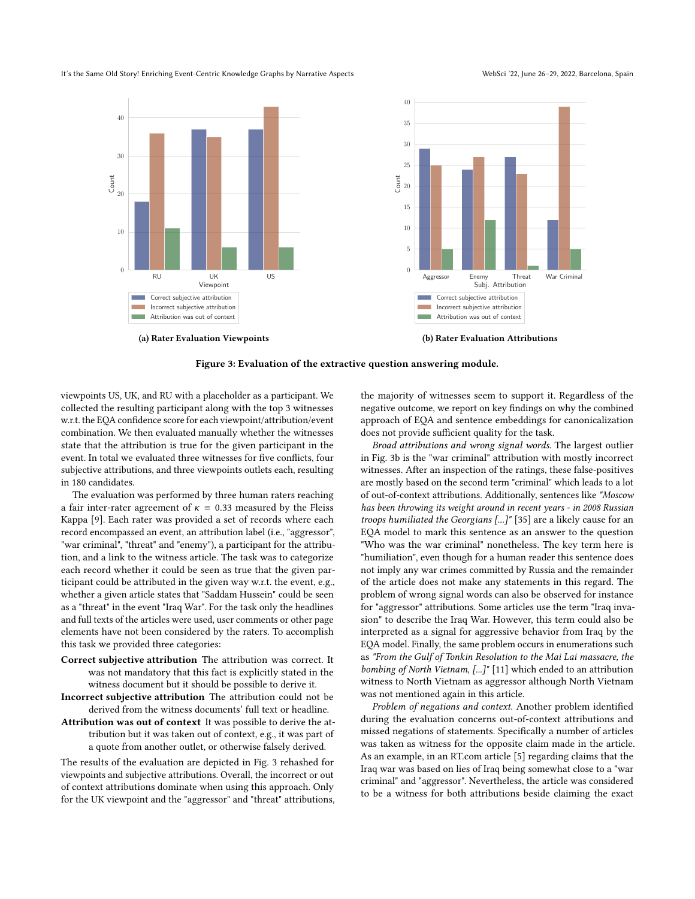(a) Rater Evaluation Viewpoints

(b) Rater Evaluation Attributions

**Figure 3: Evaluation of the extractive question answering module.**

viewpoints US, UK, and RU with a placeholder as a participant. We collected the resulting participant along with the top 3 witnesses w.r.t. the EQA confidence score for each viewpoint/attribution/event combination. We then evaluated manually whether the witnesses state that the attribution is true for the given participant in the event. In total we evaluated three witnesses for five conflicts, four subjective attributions, and three viewpoints outlets each, resulting in 180 candidates.

The evaluation was performed by three human raters reaching a fair inter-rater agreement of $\kappa = 0.33$ measured by the Fleiss Kappa [9]. Each rater was provided a set of records where each record encompassed an event, an attribution label (i.e., "aggressor", "war criminal", "threat" and "enemy"), a participant for the attribution, and a link to the witness article. The task was to categorize each record whether it could be seen as true that the given participant could be attributed in the given way w.r.t. the event, e.g., whether a given article states that "Saddam Hussein" could be seen as a "threat" in the event "Iraq War". For the task only the headlines and full texts of the articles were used, user comments or other page elements have not been considered by the raters. To accomplish this task we provided three categories:

**Correct subjective attribution** The attribution was correct. It was not mandatory that this fact is explicitly stated in the witness document but it should be possible to derive it.

**Incorrect subjective attribution** The attribution could not be derived from the witness documents' full text or headline.

**Attribution was out of context** It was possible to derive the attribution but it was taken out of context, e.g., it was part of a quote from another outlet, or otherwise falsely derived.

The results of the evaluation are depicted in Fig. 3 rehashed for viewpoints and subjective attributions. Overall, the incorrect or out of context attributions dominate when using this approach. Only for the UK viewpoint and the "aggressor" and "threat" attributions, the majority of witnesses seem to support it. Regardless of the negative outcome, we report on key findings on why the combined approach of EQA and sentence embeddings for canonicalization does not provide sufficient quality for the task.

*Broad attributions and wrong signal words.* The largest outlier in Fig. 3b is the "war criminal" attribution with mostly incorrect witnesses. After an inspection of the ratings, these false-positives are mostly based on the second term "criminal" which leads to a lot of out-of-context attributions. Additionally, sentences like *"Moscow has been throwing its weight around in recent years - in 2008 Russian troops humiliated the Georgians [...]"* [35] are a likely cause for an EQA model to mark this sentence as an answer to the question "Who was the war criminal" nonetheless. The key term here is "humiliation", even though for a human reader this sentence does not imply any war crimes committed by Russia and the remainder of the article does not make any statements in this regard. The problem of wrong signal words can also be observed for instance for "aggressor" attributions. Some articles use the term "Iraq invasion" to describe the Iraq War. However, this term could also be interpreted as a signal for aggressive behavior from Iraq by the EQA model. Finally, the same problem occurs in enumerations such as *"From the Gulf of Tonkin Resolution to the Mai Lai massacre, the bombing of North Vietnam, [...]"* [11] which ended to an attribution witness to North Vietnam as aggressor although North Vietnam was not mentioned again in this article.

*Problem of negations and context.* Another problem identified during the evaluation concerns out-of-context attributions and missed negations of statements. Specifically a number of articles was taken as witness for the opposite claim made in the article. As an example, in an RT.com article [5] regarding claims that the Iraq war was based on lies of Iraq being somewhat close to a "war criminal" and "aggressor". Nevertheless, the article was considered to be a witness for both attributions beside claiming the exact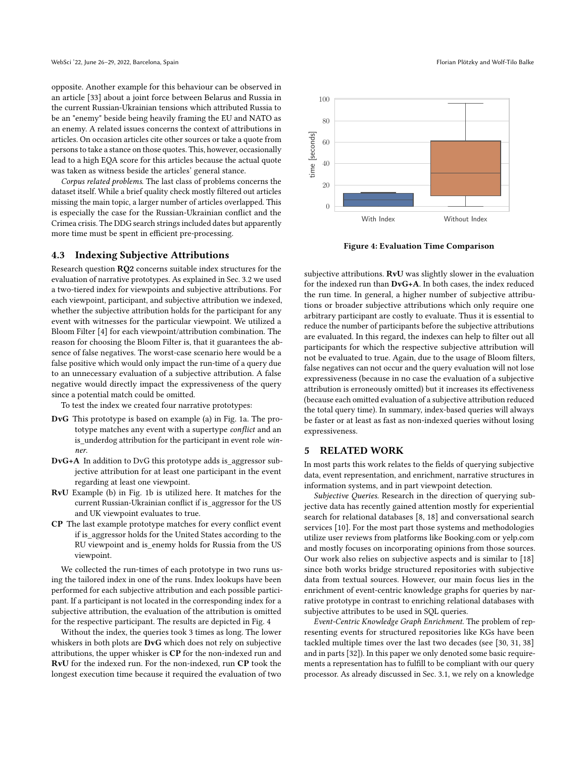opposite. Another example for this behaviour can be observed in an article [33] about a joint force between Belarus and Russia in the current Russian-Ukrainian tensions which attributed Russia to be an "enemy" beside being heavily framing the EU and NATO as an enemy. A related issues concerns the context of attributions in articles. On occasion articles cite other sources or take a quote from persons to take a stance on those quotes. This, however, occasionally lead to a high EQA score for this articles because the actual quote was taken as witness beside the articles' general stance.

*Corpus related problems.* The last class of problems concerns the dataset itself. While a brief quality check mostly filtered out articles missing the main topic, a larger number of articles overlapped. This is especially the case for the Russian-Ukrainian conflict and the Crimea crisis. The DDG search strings included dates but apparently more time must be spent in efficient pre-processing.

## 4.3 Indexing Subjective Attributions

Research question **RQ2** concerns suitable index structures for the evaluation of narrative prototypes. As explained in Sec. 3.2 we used a two-tiered index for viewpoints and subjective attributions. For each viewpoint, participant, and subjective attribution we indexed, whether the subjective attribution holds for the participant for any event with witnesses for the particular viewpoint. We utilized a Bloom Filter [4] for each viewpoint/attribution combination. The reason for choosing the Bloom Filter is, that it guarantees the absence of false negatives. The worst-case scenario here would be a false positive which would only impact the run-time of a query due to an unnecessary evaluation of a subjective attribution. A false negative would directly impact the expressiveness of the query since a potential match could be omitted.

To test the index we created four narrative prototypes:

- **DvG** This prototype is based on example (a) in Fig. 1a. The prototype matches any event with a supertype *conflict* and an is_underdog attribution for the participant in event role *winner*.
- **DvG+A** In addition to DvG this prototype adds is_aggressor subjective attribution for at least one participant in the event regarding at least one viewpoint.
- **RvU** Example (b) in Fig. 1b is utilized here. It matches for the current Russian-Ukrainian conflict if is_aggressor for the US and UK viewpoint evaluates to true.
- **CP** The last example prototype matches for every conflict event if is_aggressor holds for the United States according to the RU viewpoint and is_enemy holds for Russia from the US viewpoint.

We collected the run-times of each prototype in two runs using the tailored index in one of the runs. Index lookups have been performed for each subjective attribution and each possible participant. If a participant is not located in the corresponding index for a subjective attribution, the evaluation of the attribution is omitted for the respective participant. The results are depicted in Fig. 4

Without the index, the queries took 3 times as long. The lower whiskers in both plots are **DvG** which does not rely on subjective attributions, the upper whisker is **CP** for the non-indexed run and **RvU** for the indexed run. For the non-indexed, run **CP** took the longest execution time because it required the evaluation of two subjective attributions. **RvU** was slightly slower in the evaluation for the indexed run than **DvG+A**. In both cases, the index reduced the run time. In general, a higher number of subjective attributions or broader subjective attributions which only require one arbitrary participant are costly to evaluate. Thus it is essential to reduce the number of participants before the subjective attributions are evaluated. In this regard, the indexes can help to filter out all participants for which the respective subjective attribution will not be evaluated to true. Again, due to the usage of Bloom filters, false negatives can not occur and the query evaluation will not lose expressiveness (because in no case the evaluation of a subjective attribution is erroneously omitted) but it increases its effectiveness (because each omitted evaluation of a subjective attribution reduced the total query time). In summary, index-based queries will always be faster or at least as fast as non-indexed queries without losing expressiveness.

**Figure 4: Evaluation Time Comparison**

## 5 RELATED WORK

In most parts this work relates to the fields of querying subjective data, event representation, and enrichment, narrative structures in information systems, and in part viewpoint detection.

*Subjective Queries.* Research in the direction of querying subjective data has recently gained attention mostly for experiential search for relational databases [8, 18] and conversational search services [10]. For the most part those systems and methodologies utilize user reviews from platforms like Booking.com or yelp.com and mostly focuses on incorporating opinions from those sources. Our work also relies on subjective aspects and is similar to [18] since both works bridge structured repositories with subjective data from textual sources. However, our main focus lies in the enrichment of event-centric knowledge graphs for queries by narrative prototype in contrast to enriching relational databases with subjective attributes to be used in SQL queries.

*Event-Centric Knowledge Graph Enrichment.* The problem of representing events for structured repositories like KGs have been tackled multiple times over the last two decades (see [30, 31, 38] and in parts [32]). In this paper we only denoted some basic requirements a representation has to fulfill to be compliant with our query processor. As already discussed in Sec. 3.1, we rely on a knowledge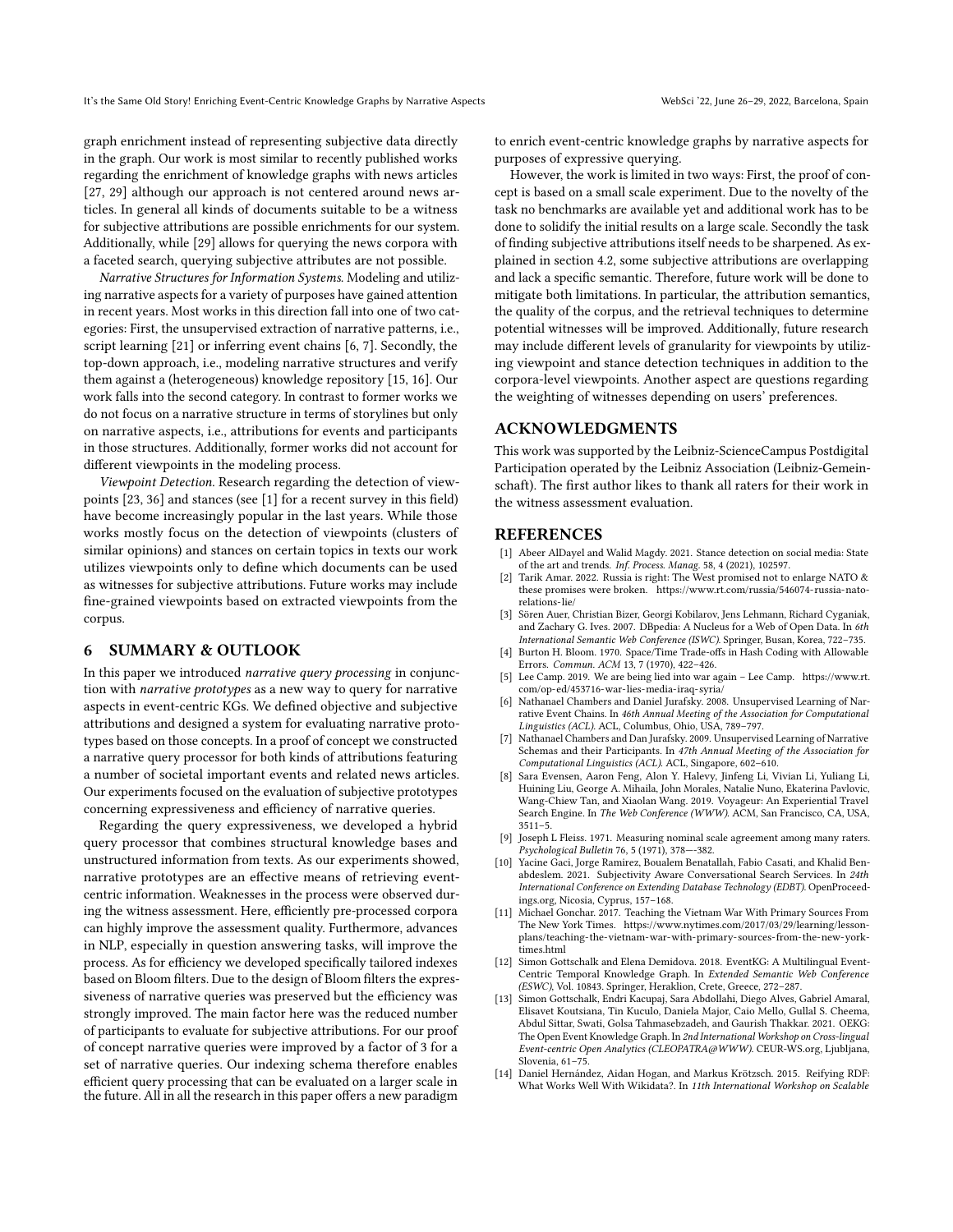graph enrichment instead of representing subjective data directly in the graph. Our work is most similar to recently published works regarding the enrichment of knowledge graphs with news articles [27, 29] although our approach is not centered around news articles. In general all kinds of documents suitable to be a witness for subjective attributions are possible enrichments for our system. Additionally, while [29] allows for querying the news corpora with a faceted search, querying subjective attributes are not possible.

*Narrative Structures for Information Systems.* Modeling and utilizing narrative aspects for a variety of purposes have gained attention in recent years. Most works in this direction fall into one of two categories: First, the unsupervised extraction of narrative patterns, i.e., script learning [21] or inferring event chains [6, 7]. Secondly, the top-down approach, i.e., modeling narrative structures and verify them against a (heterogeneous) knowledge repository [15, 16]. Our work falls into the second category. In contrast to former works we do not focus on a narrative structure in terms of storylines but only on narrative aspects, i.e., attributions for events and participants in those structures. Additionally, former works did not account for different viewpoints in the modeling process.

*Viewpoint Detection.* Research regarding the detection of viewpoints [23, 36] and stances (see [1] for a recent survey in this field) have become increasingly popular in the last years. While those works mostly focus on the detection of viewpoints (clusters of similar opinions) and stances on certain topics in texts our work utilizes viewpoints only to define which documents can be used as witnesses for subjective attributions. Future works may include fine-grained viewpoints based on extracted viewpoints from the corpus.

## 6 SUMMARY & OUTLOOK

In this paper we introduced *narrative query processing* in conjunction with *narrative prototypes* as a new way to query for narrative aspects in event-centric KGs. We defined objective and subjective attributions and designed a system for evaluating narrative prototypes based on those concepts. In a proof of concept we constructed a narrative query processor for both kinds of attributions featuring a number of societal important events and related news articles. Our experiments focused on the evaluation of subjective prototypes concerning expressiveness and efficiency of narrative queries.

Regarding the query expressiveness, we developed a hybrid query processor that combines structural knowledge bases and unstructured information from texts. As our experiments showed, narrative prototypes are an effective means of retrieving event-centric information. Weaknesses in the process were observed during the witness assessment. Here, efficiently pre-processed corpora can highly improve the assessment quality. Furthermore, advances in NLP, especially in question answering tasks, will improve the process. As for efficiency we developed specifically tailored indexes based on Bloom filters. Due to the design of Bloom filters the expressiveness of narrative queries was preserved but the efficiency was strongly improved. The main factor here was the reduced number of participants to evaluate for subjective attributions. For our proof of concept narrative queries were improved by a factor of 3 for a set of narrative queries. Our indexing schema therefore enables efficient query processing that can be evaluated on a larger scale in the future. All in all the research in this paper offers a new paradigm to enrich event-centric knowledge graphs by narrative aspects for purposes of expressive querying.

However, the work is limited in two ways: First, the proof of concept is based on a small scale experiment. Due to the novelty of the task no benchmarks are available yet and additional work has to be done to solidify the initial results on a large scale. Secondly the task of finding subjective attributions itself needs to be sharpened. As explained in section 4.2, some subjective attributions are overlapping and lack a specific semantic. Therefore, future work will be done to mitigate both limitations. In particular, the attribution semantics, the quality of the corpus, and the retrieval techniques to determine potential witnesses will be improved. Additionally, future research may include different levels of granularity for viewpoints by utilizing viewpoint and stance detection techniques in addition to the corpora-level viewpoints. Another aspect are questions regarding the weighting of witnesses depending on users' preferences.

## ACKNOWLEDGMENTS

This work was supported by the Leibniz-ScienceCampus Postdigital Participation operated by the Leibniz Association (Leibniz-Gemeinschaft). The first author likes to thank all raters for their work in the witness assessment evaluation.

## REFERENCES

- [1] Abeer AlDayel and Walid Magdy. 2021. Stance detection on social media: State of the art and trends. *Inf. Process. Manag.* 58, 4 (2021), 102597.
- [2] Tarik Amar. 2022. Russia is right: The West promised not to enlarge NATO & these promises were broken. https://www.rt.com/russia/546074-russia-nato-relations-lie/
- [3] Sören Auer, Christian Bizer, Georgi Kobilarov, Jens Lehmann, Richard Cyganiak, and Zachary G. Ives. 2007. DBpedia: A Nucleus for a Web of Open Data. In *6th International Semantic Web Conference (ISWC)*. Springer, Busan, Korea, 722–735.
- [4] Burton H. Bloom. 1970. Space/Time Trade-offs in Hash Coding with Allowable Errors. *Commun. ACM* 13, 7 (1970), 422–426.
- [5] Lee Camp. 2019. We are being lied into war again – Lee Camp. https://www.rt.com/op-ed/453716-war-lies-media-iraq-syria/
- [6] Nathanael Chambers and Daniel Jurafsky. 2008. Unsupervised Learning of Narrative Event Chains. In *46th Annual Meeting of the Association for Computational Linguistics (ACL)*. ACL, Columbus, Ohio, USA, 789–797.
- [7] Nathanael Chambers and Dan Jurafsky. 2009. Unsupervised Learning of Narrative Schemas and their Participants. In *47th Annual Meeting of the Association for Computational Linguistics (ACL)*. ACL, Singapore, 602–610.
- [8] Sara Evensen, Aaron Feng, Alon Y. Halevy, Jinfeng Li, Vivian Li, Yuliang Li, Huining Liu, George A. Mihaila, John Morales, Natalie Nuno, Ekaterina Pavlovic, Wang-Chiew Tan, and Xiaolan Wang. 2019. Voyageur: An Experiential Travel Search Engine. In *The Web Conference (WWW)*. ACM, San Francisco, CA, USA, 3511–5.
- [9] Joseph L Fleiss. 1971. Measuring nominal scale agreement among many raters. *Psychological Bulletin* 76, 5 (1971), 378—-382.
- [10] Yacine Gaci, Jorge Ramirez, Boualem Benatallah, Fabio Casati, and Khalid Benabdeslem. 2021. Subjectivity Aware Conversational Search Services. In *24th International Conference on Extending Database Technology (EDBT)*. OpenProceedings.org, Nicosia, Cyprus, 157–168.
- [11] Michael Gonchar. 2017. Teaching the Vietnam War With Primary Sources From The New York Times. https://www.nytimes.com/2017/03/29/learning/lesson-plans/teaching-the-vietnam-war-with-primary-sources-from-the-new-york-times.html
- [12] Simon Gottschalk and Elena Demidova. 2018. EventKG: A Multilingual Event-Centric Temporal Knowledge Graph. In *Extended Semantic Web Conference (ESWC)*, Vol. 10843. Springer, Heraklion, Crete, Greece, 272–287.
- [13] Simon Gottschalk, Endri Kacupaj, Sara Abdollahi, Diego Alves, Gabriel Amaral, Elisavet Koutsiana, Tin Kuculo, Daniela Major, Caio Mello, Gullal S. Cheema, Abdul Sittar, Swati, Golsa Tahmasebzadeh, and Gaurish Thakkar. 2021. OEKG: The Open Event Knowledge Graph. In *2nd International Workshop on Cross-lingual Event-centric Open Analytics (CLEOPATRA@WWW)*. CEUR-WS.org, Ljubljana, Slovenia, 61–75.
- [14] Daniel Hernández, Aidan Hogan, and Markus Krötzsch. 2015. Reifying RDF: What Works Well With Wikidata?. In *11th International Workshop on Scalable*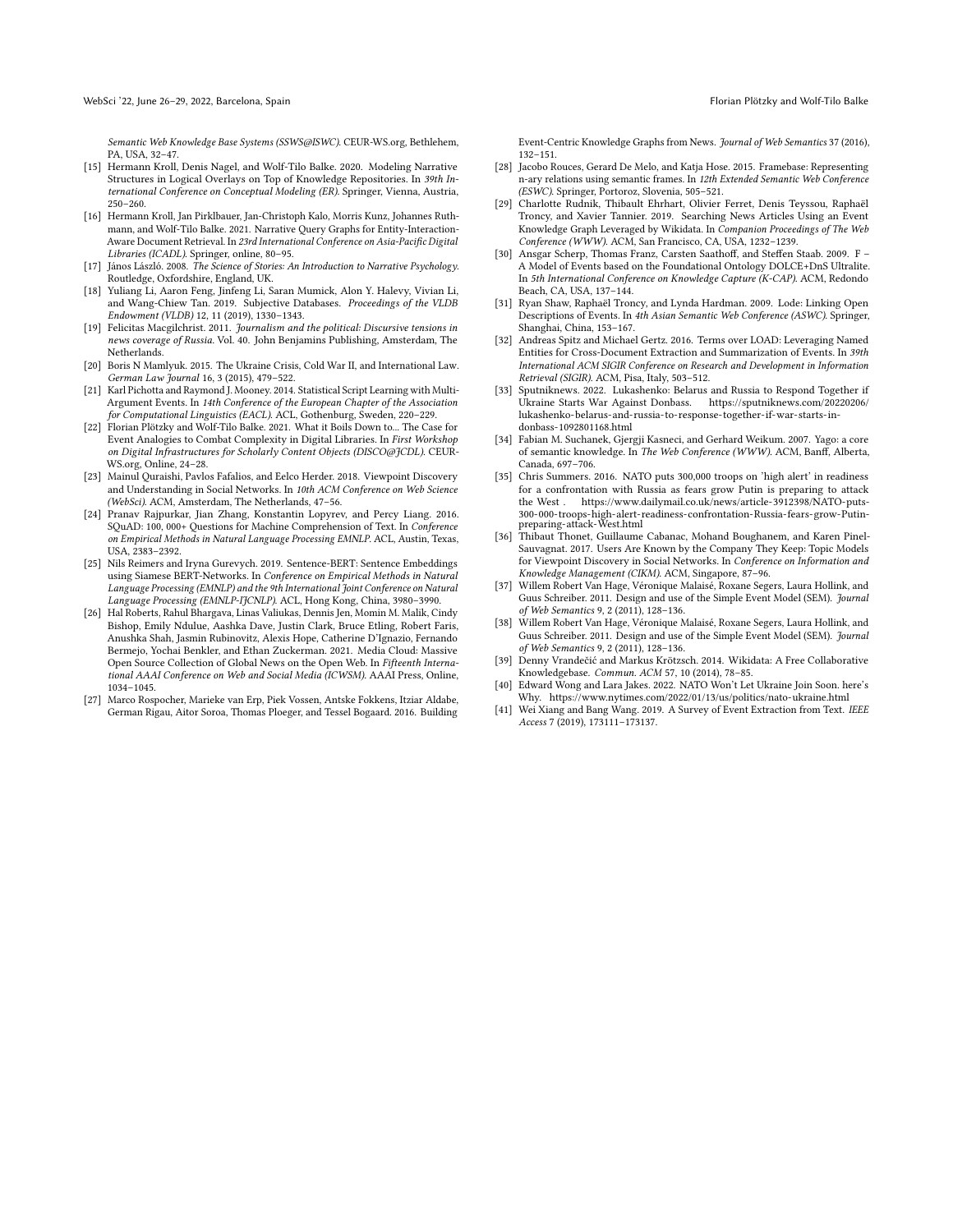Semantic Web Knowledge Base Systems (SSWS@ISWC)*. CEUR-WS.org, Bethlehem, PA, USA, 32–47.

[15] Hermann Kroll, Denis Nagel, and Wolf-Tilo Balke. 2020. Modeling Narrative Structures in Logical Overlays on Top of Knowledge Repositories. In *39th International Conference on Conceptual Modeling (ER)*. Springer, Vienna, Austria, 250–260.

[16] Hermann Kroll, Jan Pirklbauer, Jan-Christoph Kalo, Morris Kunz, Johannes Ruthmann, and Wolf-Tilo Balke. 2021. Narrative Query Graphs for Entity-Interaction-Aware Document Retrieval. In *23rd International Conference on Asia-Pacific Digital Libraries (ICADL)*. Springer, online, 80–95.

[17] János László. 2008. *The Science of Stories: An Introduction to Narrative Psychology.* Routledge, Oxfordshire, England, UK.

[18] Yuliang Li, Aaron Feng, Jinfeng Li, Saran Mumick, Alon Y. Halevy, Vivian Li, and Wang-Chiew Tan. 2019. Subjective Databases. *Proceedings of the VLDB Endowment (VLDB)* 12, 11 (2019), 1330–1343.

[19] Felicitas Macgilchrist. 2011. *Journalism and the political: Discursive tensions in news coverage of Russia.* Vol. 40. John Benjamins Publishing, Amsterdam, The Netherlands.

[20] Boris N Mamlyuk. 2015. The Ukraine Crisis, Cold War II, and International Law. *German Law Journal* 16, 3 (2015), 479–522.

[21] Karl Pichotta and Raymond J. Mooney. 2014. Statistical Script Learning with Multi-Argument Events. In *14th Conference of the European Chapter of the Association for Computational Linguistics (EACL)*. ACL, Gothenburg, Sweden, 220–229.

[22] Florian Plötzky and Wolf-Tilo Balke. 2021. What it Boils Down to... The Case for Event Analogies to Combat Complexity in Digital Libraries. In *First Workshop on Digital Infrastructures for Scholarly Content Objects (DISCO@JCDL)*. CEUR-WS.org, Online, 24–28.

[23] Mainul Quraishi, Pavlos Fafalios, and Eelco Herder. 2018. Viewpoint Discovery and Understanding in Social Networks. In *10th ACM Conference on Web Science (WebSci)*. ACM, Amsterdam, The Netherlands, 47–56.

[24] Pranav Rajpurkar, Jian Zhang, Konstantin Lopyrev, and Percy Liang. 2016. SQuAD: 100, 000+ Questions for Machine Comprehension of Text. In *Conference on Empirical Methods in Natural Language Processing EMNLP*. ACL, Austin, Texas, USA, 2383–2392.

[25] Nils Reimers and Iryna Gurevych. 2019. Sentence-BERT: Sentence Embeddings using Siamese BERT-Networks. In *Conference on Empirical Methods in Natural Language Processing (EMNLP) and the 9th International Joint Conference on Natural Language Processing (EMNLP-IJCNLP)*. ACL, Hong Kong, China, 3980–3990.

[26] Hal Roberts, Rahul Bhargava, Linas Valiukas, Dennis Jen, Momin M. Malik, Cindy Bishop, Emily Ndulue, Aashka Dave, Justin Clark, Bruce Etling, Robert Faris, Anushka Shah, Jasmin Rubinovitz, Alexis Hope, Catherine D'Ignazio, Fernando Bermejo, Yochai Benkler, and Ethan Zuckerman. 2021. Media Cloud: Massive Open Source Collection of Global News on the Open Web. In *Fifteenth International AAAI Conference on Web and Social Media (ICWSM)*. AAAI Press, Online, 1034–1045.

[27] Marco Rospocher, Marieke van Erp, Piek Vossen, Antske Fokkens, Itziar Aldabe, German Rigau, Aitor Soroa, Thomas Ploeger, and Tessel Bogaard. 2016. Building Event-Centric Knowledge Graphs from News. *Journal of Web Semantics* 37 (2016), 132–151.

[28] Jacobo Rouces, Gerard De Melo, and Katja Hose. 2015. Framebase: Representing n-ary relations using semantic frames. In *12th Extended Semantic Web Conference (ESWC)*. Springer, Portoroz, Slovenia, 505–521.

[29] Charlotte Rudnik, Thibault Ehrhart, Olivier Ferret, Denis Teyssou, Raphaël Troncy, and Xavier Tannier. 2019. Searching News Articles Using an Event Knowledge Graph Leveraged by Wikidata. In *Companion Proceedings of The Web Conference (WWW)*. ACM, San Francisco, CA, USA, 1232–1239.

[30] Ansgar Scherp, Thomas Franz, Carsten Saathoff, and Steffen Staab. 2009. F – A Model of Events based on the Foundational Ontology DOLCE+DnS Ultralite. In *5th International Conference on Knowledge Capture (K-CAP)*. ACM, Redondo Beach, CA, USA, 137–144.

[31] Ryan Shaw, Raphaël Troncy, and Lynda Hardman. 2009. Lode: Linking Open Descriptions of Events. In *4th Asian Semantic Web Conference (ASWC)*. Springer, Shanghai, China, 153–167.

[32] Andreas Spitz and Michael Gertz. 2016. Terms over LOAD: Leveraging Named Entities for Cross-Document Extraction and Summarization of Events. In *39th International ACM SIGIR Conference on Research and Development in Information Retrieval (SIGIR)*. ACM, Pisa, Italy, 503–512.

[33] Sputniknews. 2022. Lukashenko: Belarus and Russia to Respond Together if Ukraine Starts War Against Donbass. https://sputniknews.com/20220206/lukashenko-belarus-and-russia-to-response-together-if-war-starts-in-donbass-1092801168.html

[34] Fabian M. Suchanek, Gjergji Kasneci, and Gerhard Weikum. 2007. Yago: a core of semantic knowledge. In *The Web Conference (WWW)*. ACM, Banff, Alberta, Canada, 697–706.

[35] Chris Summers. 2016. NATO puts 300,000 troops on 'high alert' in readiness for a confrontation with Russia as fears grow Putin is preparing to attack the West . https://www.dailymail.co.uk/news/article-3912398/NATO-puts-300-000-troops-high-alert-readiness-confrontation-Russia-fears-grow-Putin-preparing-attack-West.html

[36] Thibaut Thonet, Guillaume Cabanac, Mohand Boughanem, and Karen Pinel-Sauvagnat. 2017. Users Are Known by the Company They Keep: Topic Models for Viewpoint Discovery in Social Networks. In *Conference on Information and Knowledge Management (CIKM)*. ACM, Singapore, 87–96.

[37] Willem Robert Van Hage, Véronique Malaisé, Roxane Segers, Laura Hollink, and Guus Schreiber. 2011. Design and use of the Simple Event Model (SEM). *Journal of Web Semantics* 9, 2 (2011), 128–136.

[38] Willem Robert Van Hage, Véronique Malaisé, Roxane Segers, Laura Hollink, and Guus Schreiber. 2011. Design and use of the Simple Event Model (SEM). *Journal of Web Semantics* 9, 2 (2011), 128–136.

[39] Denny Vrandečić and Markus Krötzsch. 2014. Wikidata: A Free Collaborative Knowledgebase. *Commun. ACM* 57, 10 (2014), 78–85.

[40] Edward Wong and Lara Jakes. 2022. NATO Won't Let Ukraine Join Soon. here's Why. https://www.nytimes.com/2022/01/13/us/politics/nato-ukraine.html

[41] Wei Xiang and Bang Wang. 2019. A Survey of Event Extraction from Text. *IEEE Access* 7 (2019), 173111–173137.